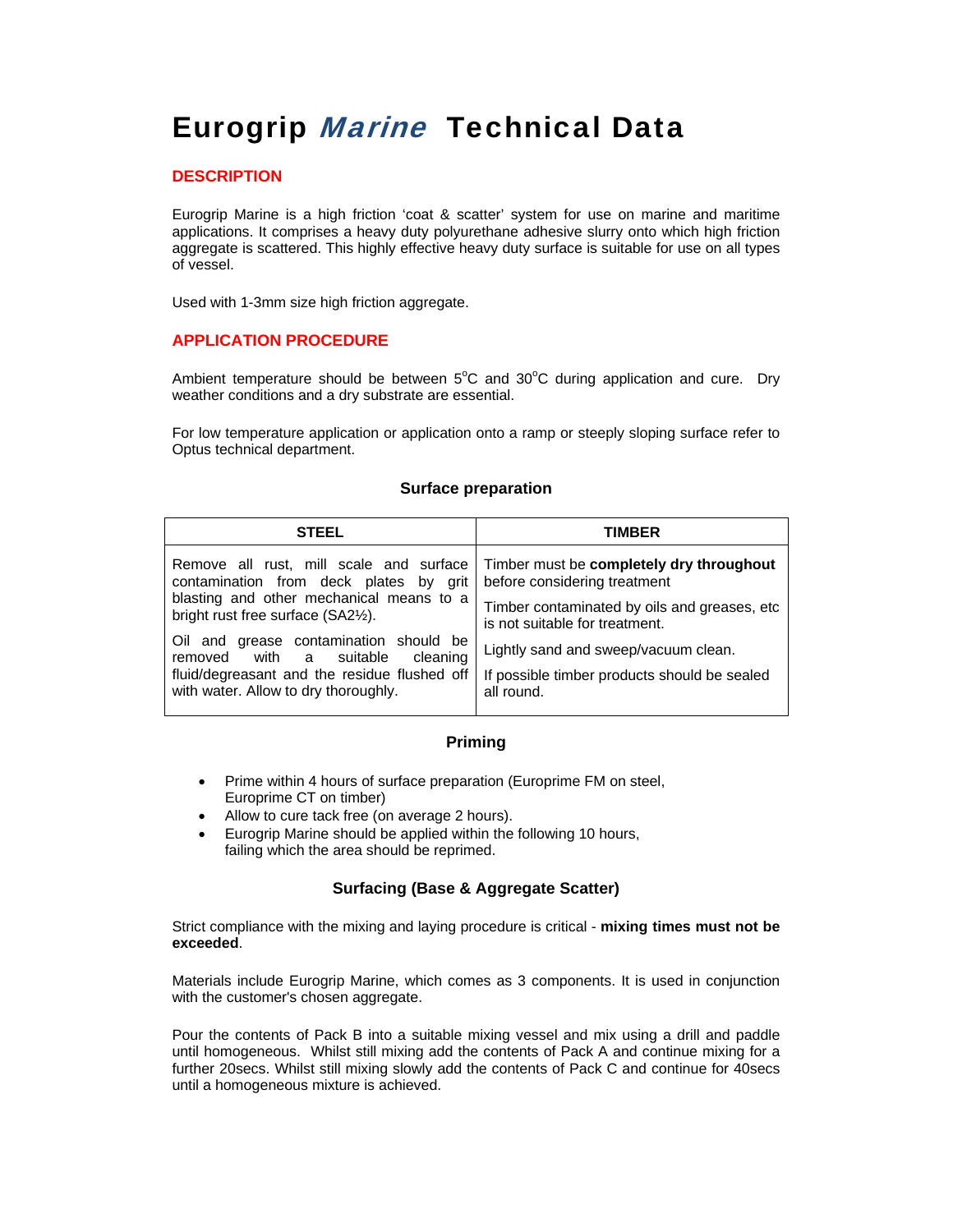# Eurogrip *Marine* Technical Data

## DESCRIPTION

Eurogrip Marine is a high friction 'coat & scatter' system for use on marine and maritime applications. It comprises a heavy duty polyurethane adhesive slurry onto which high friction aggregate is scattered. This highly effective heavy duty surface is suitable for use on all types of vessel.

Used with 1-3mm size high friction aggregate.

## APPLICATION PROCEDURE

Ambient temperature should be between 5$^{o}$C and 30$^{o}$C during application and cure. Dry weather conditions and a dry substrate are essential.

For low temperature application or application onto a ramp or steeply sloping surface refer to Optus technical department.

### Surface preparation

| STEEL | TIMBER |
|---|---|
| Remove all rust, mill scale and surface contamination from deck plates by grit blasting and other mechanical means to a bright rust free surface (SA2½).<br><br>Oil and grease contamination should be removed with a suitable cleaning fluid/degreasant and the residue flushed off with water. Allow to dry thoroughly. | Timber must be **completely dry throughout** before considering treatment<br><br>Timber contaminated by oils and greases, etc is not suitable for treatment.<br><br>Lightly sand and sweep/vacuum clean.<br><br>If possible timber products should be sealed all round. |

### Priming

- Prime within 4 hours of surface preparation (Europrime FM on steel, Europrime CT on timber)
- Allow to cure tack free (on average 2 hours).
- Eurogrip Marine should be applied within the following 10 hours, failing which the area should be reprimed.

### Surfacing (Base & Aggregate Scatter)

Strict compliance with the mixing and laying procedure is critical - **mixing times must not be exceeded**.

Materials include Eurogrip Marine, which comes as 3 components. It is used in conjunction with the customer's chosen aggregate.

Pour the contents of Pack B into a suitable mixing vessel and mix using a drill and paddle until homogeneous. Whilst still mixing add the contents of Pack A and continue mixing for a further 20secs. Whilst still mixing slowly add the contents of Pack C and continue for 40secs until a homogeneous mixture is achieved.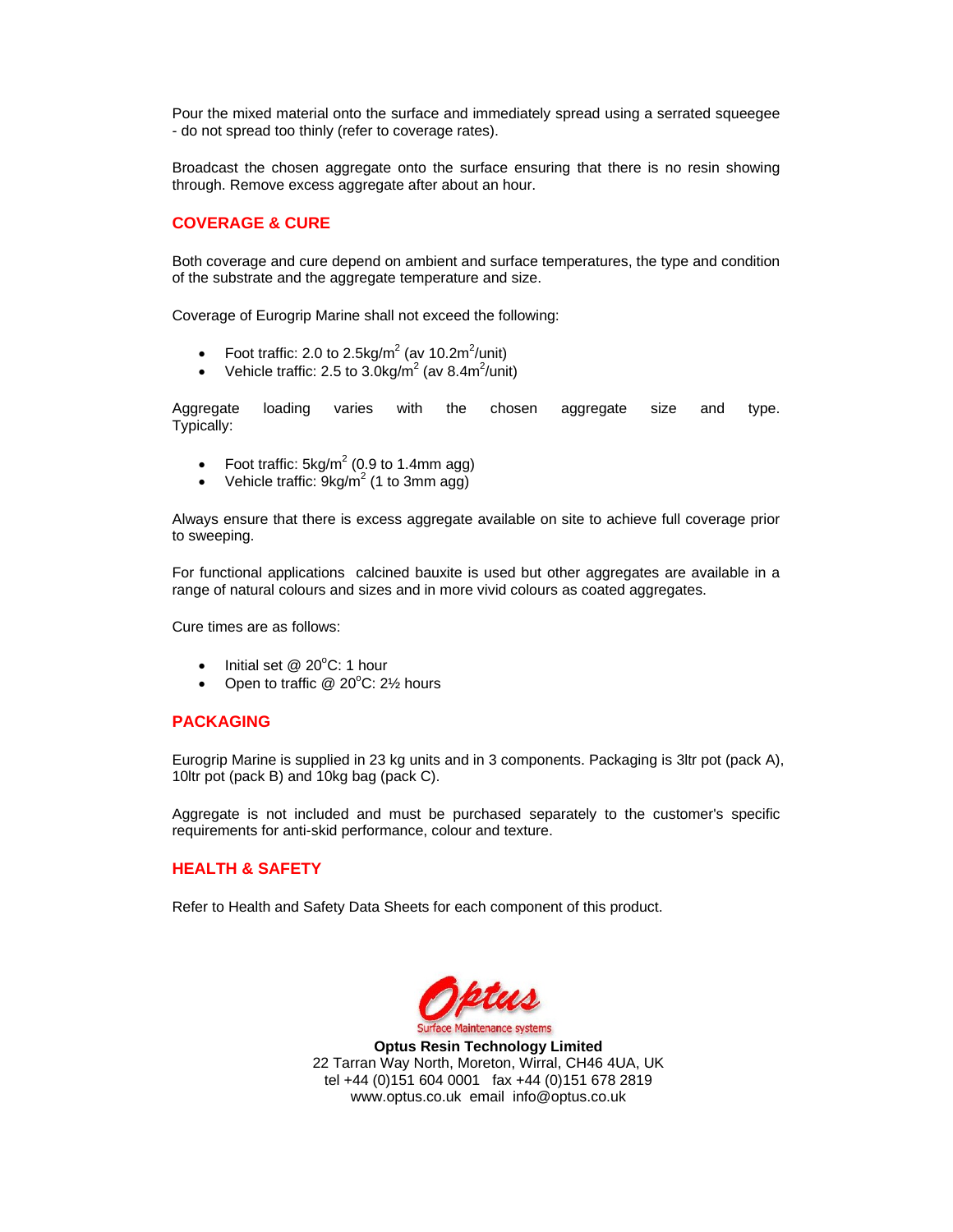Pour the mixed material onto the surface and immediately spread using a serrated squeegee - do not spread too thinly (refer to coverage rates).

Broadcast the chosen aggregate onto the surface ensuring that there is no resin showing through. Remove excess aggregate after about an hour.

## COVERAGE & CURE

Both coverage and cure depend on ambient and surface temperatures, the type and condition of the substrate and the aggregate temperature and size.

Coverage of Eurogrip Marine shall not exceed the following:

- Foot traffic: 2.0 to 2.5kg/$m^2$ (av 10.2$m^2$/unit)
- Vehicle traffic: 2.5 to 3.0kg/$m^2$ (av 8.4$m^2$/unit)

Aggregate loading varies with the chosen aggregate size and type. Typically:

- Foot traffic: 5kg/$m^2$ (0.9 to 1.4mm agg)
- Vehicle traffic: 9kg/$m^2$ (1 to 3mm agg)

Always ensure that there is excess aggregate available on site to achieve full coverage prior to sweeping.

For functional applications calcined bauxite is used but other aggregates are available in a range of natural colours and sizes and in more vivid colours as coated aggregates.

Cure times are as follows:

- Initial set @ 20$^o$C: 1 hour
- Open to traffic @ 20$^o$C: 2½ hours

## PACKAGING

Eurogrip Marine is supplied in 23 kg units and in 3 components. Packaging is 3ltr pot (pack A), 10ltr pot (pack B) and 10kg bag (pack C).

Aggregate is not included and must be purchased separately to the customer's specific requirements for anti-skid performance, colour and texture.

## HEALTH & SAFETY

Refer to Health and Safety Data Sheets for each component of this product.

Optus
Surface Maintenance systems

**Optus Resin Technology Limited**
22 Tarran Way North, Moreton, Wirral, CH46 4UA, UK
tel +44 (0)151 604 0001 fax +44 (0)151 678 2819
www.optus.co.uk email info@optus.co.uk